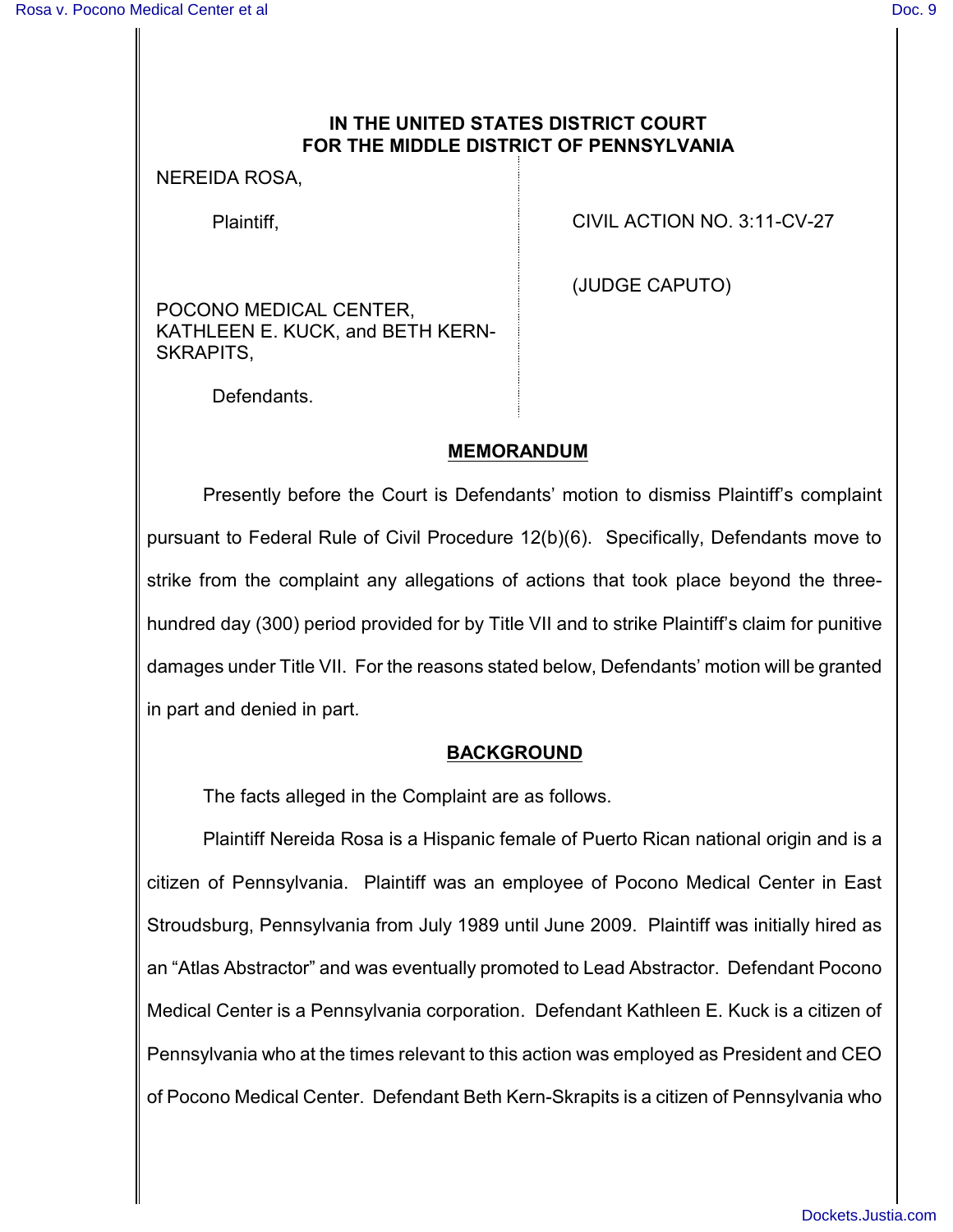**IN THE UNITED STATES DISTRICT COURT**
**FOR THE MIDDLE DISTRICT OF PENNSYLVANIA**

NEREIDA ROSA,

Plaintiff,

POCONO MEDICAL CENTER, KATHLEEN E. KUCK, and BETH KERN-SKRAPITS,

Defendants.

CIVIL ACTION NO. 3:11-CV-27

(JUDGE CAPUTO)

## MEMORANDUM

Presently before the Court is Defendants' motion to dismiss Plaintiff's complaint pursuant to Federal Rule of Civil Procedure 12(b)(6). Specifically, Defendants move to strike from the complaint any allegations of actions that took place beyond the three-hundred day (300) period provided for by Title VII and to strike Plaintiff's claim for punitive damages under Title VII. For the reasons stated below, Defendants' motion will be granted in part and denied in part.

## BACKGROUND

The facts alleged in the Complaint are as follows.

Plaintiff Nereida Rosa is a Hispanic female of Puerto Rican national origin and is a citizen of Pennsylvania. Plaintiff was an employee of Pocono Medical Center in East Stroudsburg, Pennsylvania from July 1989 until June 2009. Plaintiff was initially hired as an "Atlas Abstractor" and was eventually promoted to Lead Abstractor. Defendant Pocono Medical Center is a Pennsylvania corporation. Defendant Kathleen E. Kuck is a citizen of Pennsylvania who at the times relevant to this action was employed as President and CEO of Pocono Medical Center. Defendant Beth Kern-Skrapits is a citizen of Pennsylvania who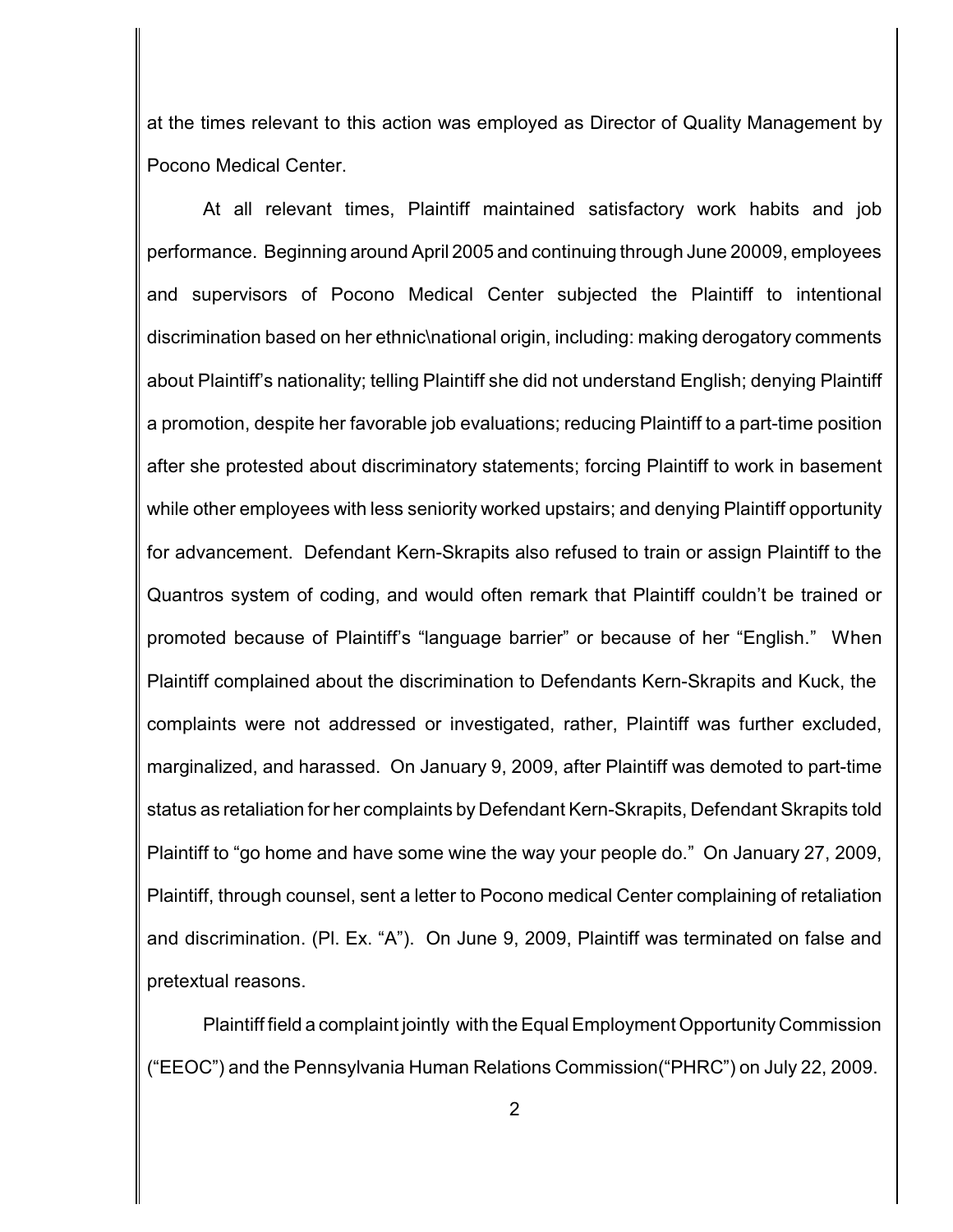at the times relevant to this action was employed as Director of Quality Management by Pocono Medical Center.

At all relevant times, Plaintiff maintained satisfactory work habits and job performance. Beginning around April 2005 and continuing through June 20009, employees and supervisors of Pocono Medical Center subjected the Plaintiff to intentional discrimination based on her ethnic\national origin, including: making derogatory comments about Plaintiff's nationality; telling Plaintiff she did not understand English; denying Plaintiff a promotion, despite her favorable job evaluations; reducing Plaintiff to a part-time position after she protested about discriminatory statements; forcing Plaintiff to work in basement while other employees with less seniority worked upstairs; and denying Plaintiff opportunity for advancement. Defendant Kern-Skrapits also refused to train or assign Plaintiff to the Quantros system of coding, and would often remark that Plaintiff couldn't be trained or promoted because of Plaintiff's "language barrier" or because of her "English." When Plaintiff complained about the discrimination to Defendants Kern-Skrapits and Kuck, the complaints were not addressed or investigated, rather, Plaintiff was further excluded, marginalized, and harassed. On January 9, 2009, after Plaintiff was demoted to part-time status as retaliation for her complaints by Defendant Kern-Skrapits, Defendant Skrapits told Plaintiff to "go home and have some wine the way your people do." On January 27, 2009, Plaintiff, through counsel, sent a letter to Pocono medical Center complaining of retaliation and discrimination. (Pl. Ex. "A"). On June 9, 2009, Plaintiff was terminated on false and pretextual reasons.

Plaintiff field a complaint jointly with the Equal Employment Opportunity Commission ("EEOC") and the Pennsylvania Human Relations Commission("PHRC") on July 22, 2009.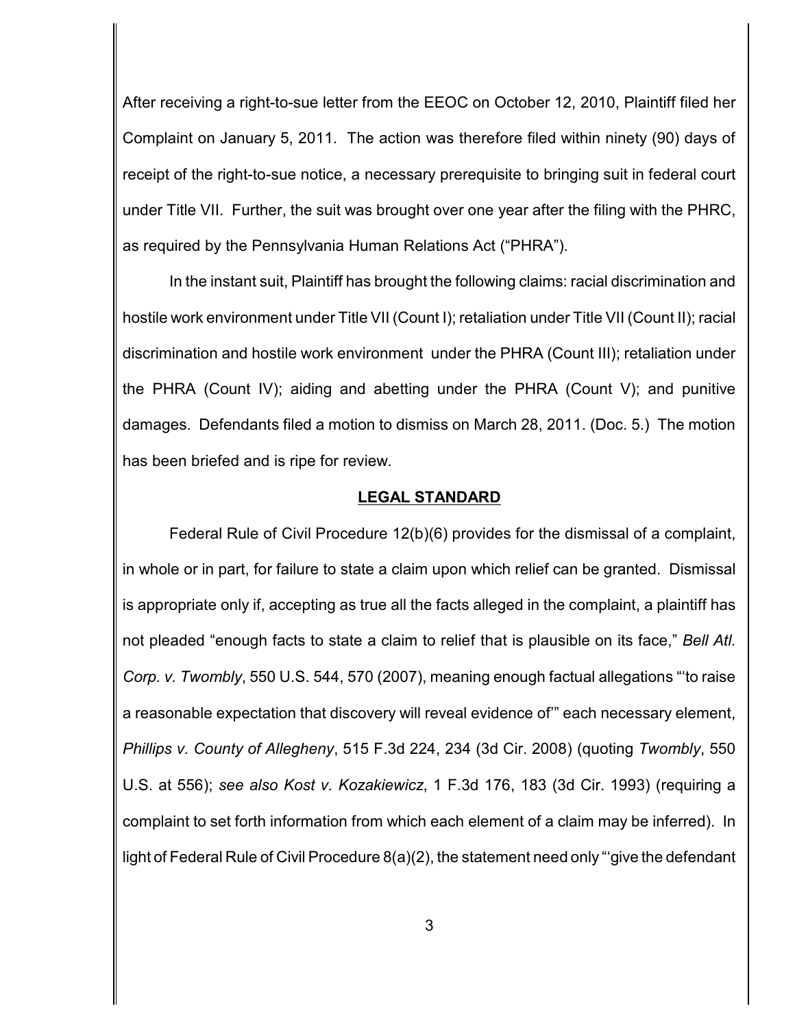After receiving a right-to-sue letter from the EEOC on October 12, 2010, Plaintiff filed her Complaint on January 5, 2011. The action was therefore filed within ninety (90) days of receipt of the right-to-sue notice, a necessary prerequisite to bringing suit in federal court under Title VII. Further, the suit was brought over one year after the filing with the PHRC, as required by the Pennsylvania Human Relations Act ("PHRA").

In the instant suit, Plaintiff has brought the following claims: racial discrimination and hostile work environment under Title VII (Count I); retaliation under Title VII (Count II); racial discrimination and hostile work environment under the PHRA (Count III); retaliation under the PHRA (Count IV); aiding and abetting under the PHRA (Count V); and punitive damages. Defendants filed a motion to dismiss on March 28, 2011. (Doc. 5.) The motion has been briefed and is ripe for review.

## LEGAL STANDARD

Federal Rule of Civil Procedure 12(b)(6) provides for the dismissal of a complaint, in whole or in part, for failure to state a claim upon which relief can be granted. Dismissal is appropriate only if, accepting as true all the facts alleged in the complaint, a plaintiff has not pleaded "enough facts to state a claim to relief that is plausible on its face," *Bell Atl. Corp. v. Twombly*, 550 U.S. 544, 570 (2007), meaning enough factual allegations "'to raise a reasonable expectation that discovery will reveal evidence of'" each necessary element, *Phillips v. County of Allegheny*, 515 F.3d 224, 234 (3d Cir. 2008) (quoting *Twombly*, 550 U.S. at 556); *see also Kost v. Kozakiewicz*, 1 F.3d 176, 183 (3d Cir. 1993) (requiring a complaint to set forth information from which each element of a claim may be inferred). In light of Federal Rule of Civil Procedure 8(a)(2), the statement need only "'give the defendant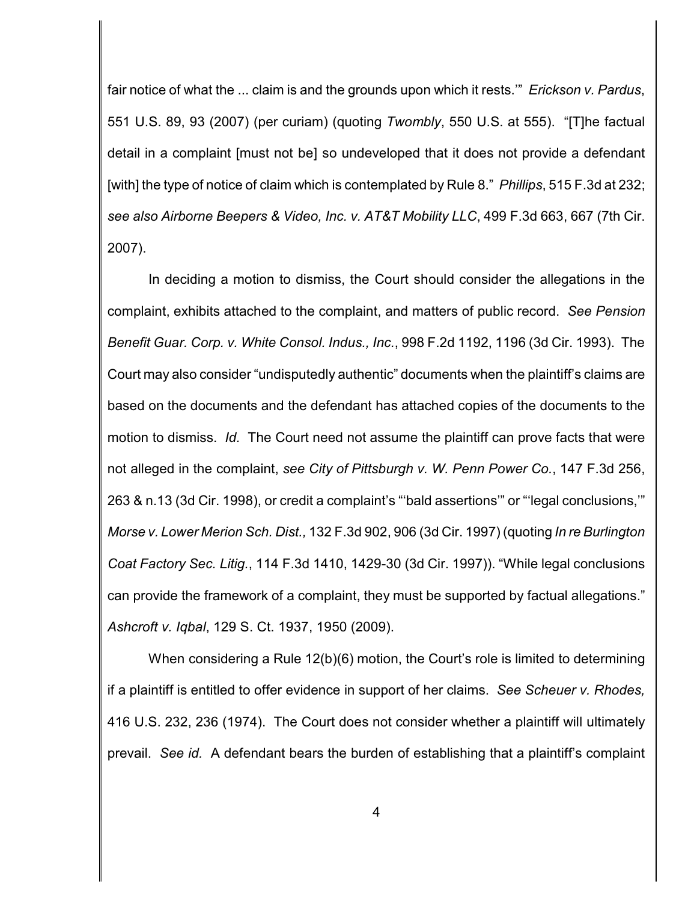fair notice of what the ... claim is and the grounds upon which it rests.'" *Erickson v. Pardus*, 551 U.S. 89, 93 (2007) (per curiam) (quoting *Twombly*, 550 U.S. at 555). "[T]he factual detail in a complaint [must not be] so undeveloped that it does not provide a defendant [with] the type of notice of claim which is contemplated by Rule 8." *Phillips*, 515 F.3d at 232; *see also Airborne Beepers & Video, Inc. v. AT&T Mobility LLC*, 499 F.3d 663, 667 (7th Cir. 2007).

In deciding a motion to dismiss, the Court should consider the allegations in the complaint, exhibits attached to the complaint, and matters of public record. *See Pension Benefit Guar. Corp. v. White Consol. Indus., Inc.*, 998 F.2d 1192, 1196 (3d Cir. 1993). The Court may also consider "undisputedly authentic" documents when the plaintiff's claims are based on the documents and the defendant has attached copies of the documents to the motion to dismiss. *Id.* The Court need not assume the plaintiff can prove facts that were not alleged in the complaint, *see City of Pittsburgh v. W. Penn Power Co.*, 147 F.3d 256, 263 & n.13 (3d Cir. 1998), or credit a complaint's "'bald assertions'" or "'legal conclusions,'" *Morse v. Lower Merion Sch. Dist.,* 132 F.3d 902, 906 (3d Cir. 1997) (quoting *In re Burlington Coat Factory Sec. Litig.*, 114 F.3d 1410, 1429-30 (3d Cir. 1997)). "While legal conclusions can provide the framework of a complaint, they must be supported by factual allegations." *Ashcroft v. Iqbal*, 129 S. Ct. 1937, 1950 (2009).

When considering a Rule 12(b)(6) motion, the Court's role is limited to determining if a plaintiff is entitled to offer evidence in support of her claims. *See Scheuer v. Rhodes,* 416 U.S. 232, 236 (1974). The Court does not consider whether a plaintiff will ultimately prevail. *See id.* A defendant bears the burden of establishing that a plaintiff's complaint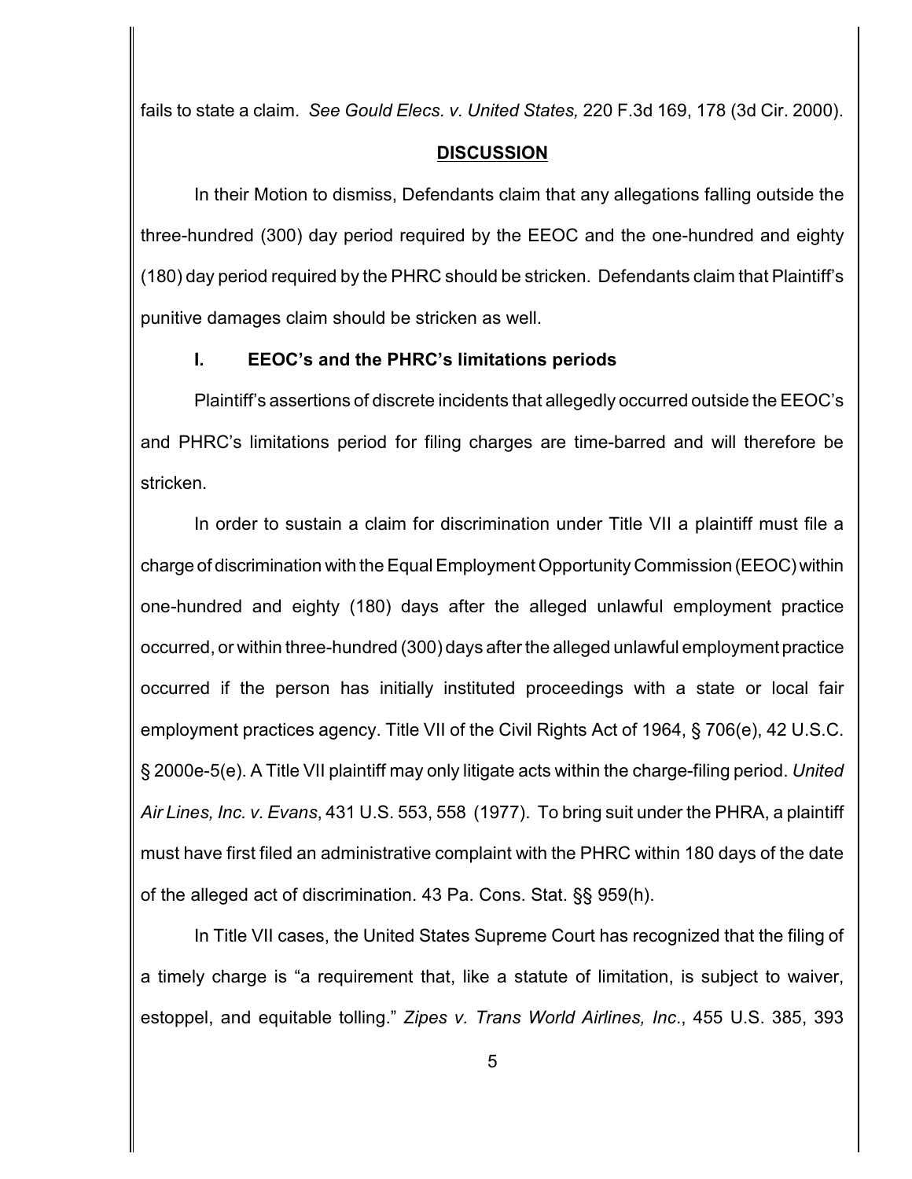fails to state a claim. *See Gould Elecs. v. United States,* 220 F.3d 169, 178 (3d Cir. 2000).

## DISCUSSION

In their Motion to dismiss, Defendants claim that any allegations falling outside the three-hundred (300) day period required by the EEOC and the one-hundred and eighty (180) day period required by the PHRC should be stricken. Defendants claim that Plaintiff's punitive damages claim should be stricken as well.

### I. EEOC's and the PHRC's limitations periods

Plaintiff's assertions of discrete incidents that allegedly occurred outside the EEOC's and PHRC's limitations period for filing charges are time-barred and will therefore be stricken.

In order to sustain a claim for discrimination under Title VII a plaintiff must file a charge of discrimination with the Equal Employment Opportunity Commission (EEOC) within one-hundred and eighty (180) days after the alleged unlawful employment practice occurred, or within three-hundred (300) days after the alleged unlawful employment practice occurred if the person has initially instituted proceedings with a state or local fair employment practices agency. Title VII of the Civil Rights Act of 1964, § 706(e), 42 U.S.C. § 2000e-5(e). A Title VII plaintiff may only litigate acts within the charge-filing period. *United Air Lines, Inc. v. Evans*, 431 U.S. 553, 558 (1977). To bring suit under the PHRA, a plaintiff must have first filed an administrative complaint with the PHRC within 180 days of the date of the alleged act of discrimination. 43 Pa. Cons. Stat. §§ 959(h).

In Title VII cases, the United States Supreme Court has recognized that the filing of a timely charge is "a requirement that, like a statute of limitation, is subject to waiver, estoppel, and equitable tolling." *Zipes v. Trans World Airlines, Inc*., 455 U.S. 385, 393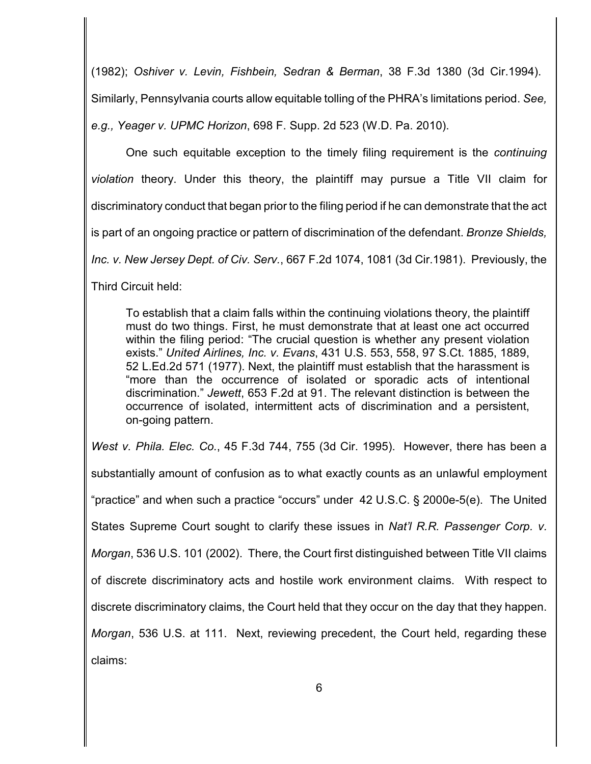(1982); *Oshiver v. Levin, Fishbein, Sedran & Berman*, 38 F.3d 1380 (3d Cir.1994). Similarly, Pennsylvania courts allow equitable tolling of the PHRA's limitations period. *See, e.g., Yeager v. UPMC Horizon*, 698 F. Supp. 2d 523 (W.D. Pa. 2010).

One such equitable exception to the timely filing requirement is the *continuing violation* theory. Under this theory, the plaintiff may pursue a Title VII claim for discriminatory conduct that began prior to the filing period if he can demonstrate that the act is part of an ongoing practice or pattern of discrimination of the defendant. *Bronze Shields, Inc. v. New Jersey Dept. of Civ. Serv.*, 667 F.2d 1074, 1081 (3d Cir.1981). Previously, the Third Circuit held:

> To establish that a claim falls within the continuing violations theory, the plaintiff must do two things. First, he must demonstrate that at least one act occurred within the filing period: "The crucial question is whether any present violation exists." *United Airlines, Inc. v. Evans*, 431 U.S. 553, 558, 97 S.Ct. 1885, 1889, 52 L.Ed.2d 571 (1977). Next, the plaintiff must establish that the harassment is "more than the occurrence of isolated or sporadic acts of intentional discrimination." *Jewett*, 653 F.2d at 91. The relevant distinction is between the occurrence of isolated, intermittent acts of discrimination and a persistent, on-going pattern.

*West v. Phila. Elec. Co.*, 45 F.3d 744, 755 (3d Cir. 1995). However, there has been a substantially amount of confusion as to what exactly counts as an unlawful employment "practice" and when such a practice "occurs" under 42 U.S.C. § 2000e-5(e). The United States Supreme Court sought to clarify these issues in *Nat'l R.R. Passenger Corp. v. Morgan*, 536 U.S. 101 (2002). There, the Court first distinguished between Title VII claims of discrete discriminatory acts and hostile work environment claims. With respect to discrete discriminatory claims, the Court held that they occur on the day that they happen. *Morgan*, 536 U.S. at 111. Next, reviewing precedent, the Court held, regarding these claims: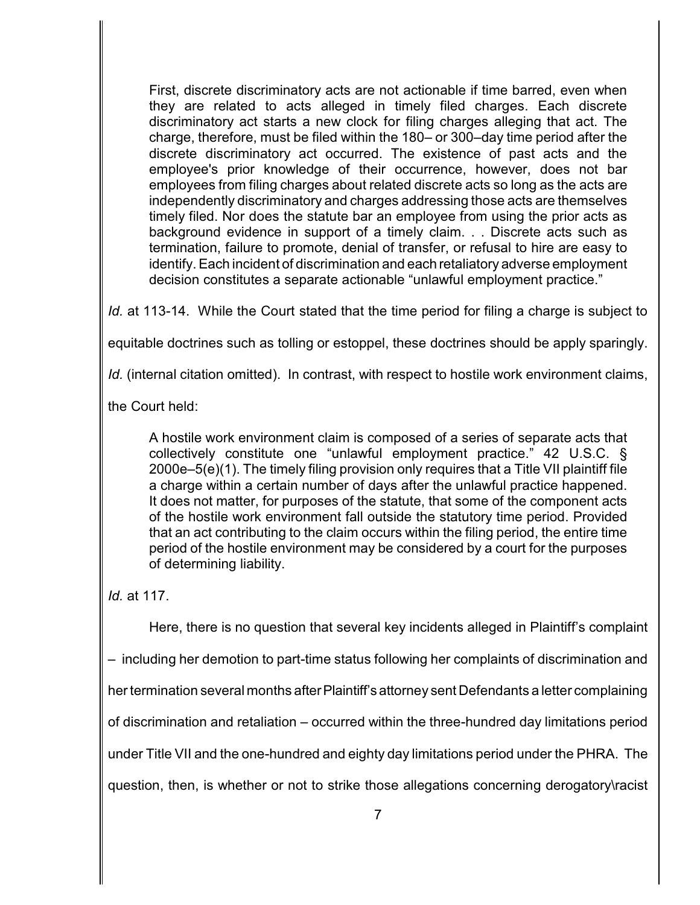> First, discrete discriminatory acts are not actionable if time barred, even when they are related to acts alleged in timely filed charges. Each discrete discriminatory act starts a new clock for filing charges alleging that act. The charge, therefore, must be filed within the 180– or 300–day time period after the discrete discriminatory act occurred. The existence of past acts and the employee's prior knowledge of their occurrence, however, does not bar employees from filing charges about related discrete acts so long as the acts are independently discriminatory and charges addressing those acts are themselves timely filed. Nor does the statute bar an employee from using the prior acts as background evidence in support of a timely claim. . . Discrete acts such as termination, failure to promote, denial of transfer, or refusal to hire are easy to identify. Each incident of discrimination and each retaliatory adverse employment decision constitutes a separate actionable "unlawful employment practice."

*Id.* at 113-14. While the Court stated that the time period for filing a charge is subject to equitable doctrines such as tolling or estoppel, these doctrines should be apply sparingly. *Id.* (internal citation omitted). In contrast, with respect to hostile work environment claims, the Court held:

> A hostile work environment claim is composed of a series of separate acts that collectively constitute one "unlawful employment practice." 42 U.S.C. § 2000e–5(e)(1). The timely filing provision only requires that a Title VII plaintiff file a charge within a certain number of days after the unlawful practice happened. It does not matter, for purposes of the statute, that some of the component acts of the hostile work environment fall outside the statutory time period. Provided that an act contributing to the claim occurs within the filing period, the entire time period of the hostile environment may be considered by a court for the purposes of determining liability.

*Id.* at 117.

Here, there is no question that several key incidents alleged in Plaintiff's complaint – including her demotion to part-time status following her complaints of discrimination and her termination several months after Plaintiff's attorney sent Defendants a letter complaining of discrimination and retaliation – occurred within the three-hundred day limitations period under Title VII and the one-hundred and eighty day limitations period under the PHRA. The question, then, is whether or not to strike those allegations concerning derogatory\racist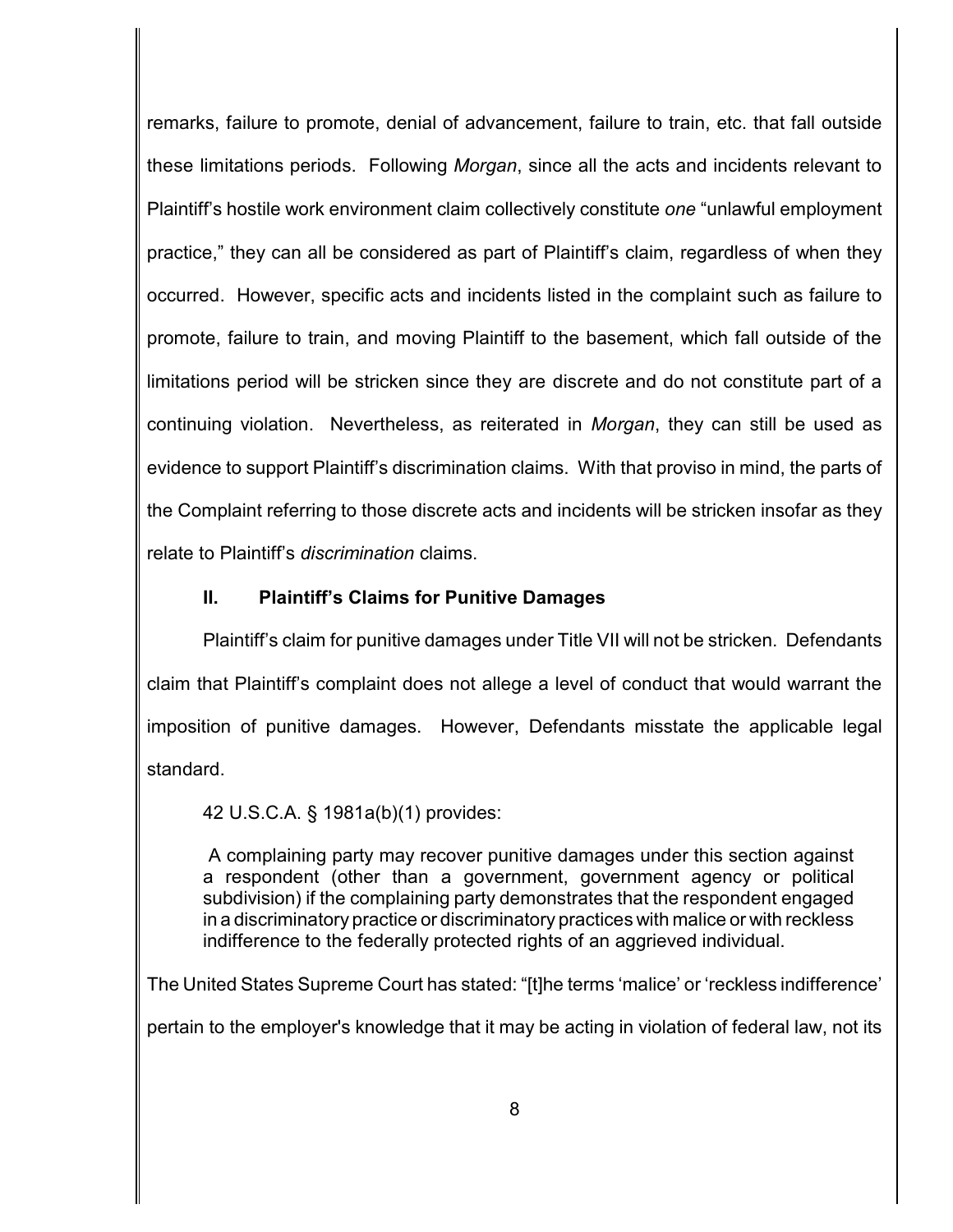remarks, failure to promote, denial of advancement, failure to train, etc. that fall outside these limitations periods. Following *Morgan*, since all the acts and incidents relevant to Plaintiff's hostile work environment claim collectively constitute *one* "unlawful employment practice," they can all be considered as part of Plaintiff's claim, regardless of when they occurred. However, specific acts and incidents listed in the complaint such as failure to promote, failure to train, and moving Plaintiff to the basement, which fall outside of the limitations period will be stricken since they are discrete and do not constitute part of a continuing violation. Nevertheless, as reiterated in *Morgan*, they can still be used as evidence to support Plaintiff's discrimination claims. With that proviso in mind, the parts of the Complaint referring to those discrete acts and incidents will be stricken insofar as they relate to Plaintiff's *discrimination* claims.

## II. Plaintiff's Claims for Punitive Damages

Plaintiff's claim for punitive damages under Title VII will not be stricken. Defendants claim that Plaintiff's complaint does not allege a level of conduct that would warrant the imposition of punitive damages. However, Defendants misstate the applicable legal standard.

42 U.S.C.A. § 1981a(b)(1) provides:

> A complaining party may recover punitive damages under this section against a respondent (other than a government, government agency or political subdivision) if the complaining party demonstrates that the respondent engaged in a discriminatory practice or discriminatory practices with malice or with reckless indifference to the federally protected rights of an aggrieved individual.

The United States Supreme Court has stated: "[t]he terms 'malice' or 'reckless indifference' pertain to the employer's knowledge that it may be acting in violation of federal law, not its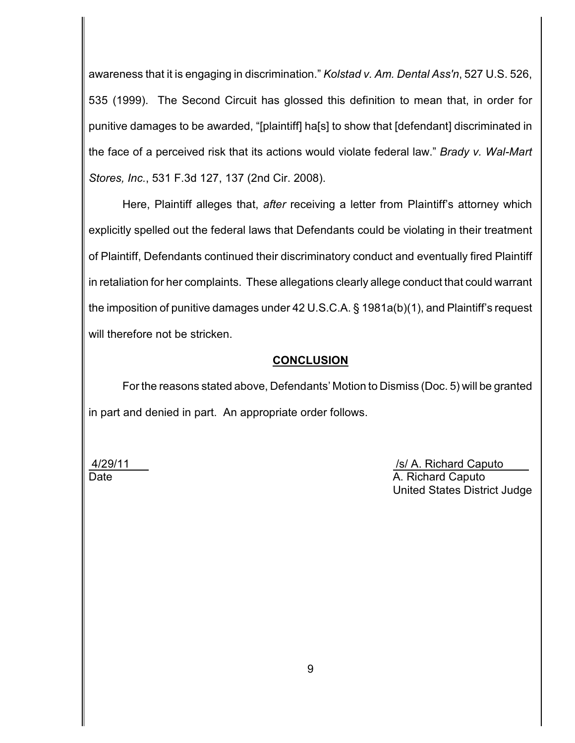awareness that it is engaging in discrimination." *Kolstad v. Am. Dental Ass'n*, 527 U.S. 526, 535 (1999). The Second Circuit has glossed this definition to mean that, in order for punitive damages to be awarded, "[plaintiff] ha[s] to show that [defendant] discriminated in the face of a perceived risk that its actions would violate federal law." *Brady v. Wal-Mart Stores, Inc.*, 531 F.3d 127, 137 (2nd Cir. 2008).

Here, Plaintiff alleges that, *after* receiving a letter from Plaintiff's attorney which explicitly spelled out the federal laws that Defendants could be violating in their treatment of Plaintiff, Defendants continued their discriminatory conduct and eventually fired Plaintiff in retaliation for her complaints. These allegations clearly allege conduct that could warrant the imposition of punitive damages under 42 U.S.C.A. § 1981a(b)(1), and Plaintiff's request will therefore not be stricken.

## CONCLUSION

For the reasons stated above, Defendants' Motion to Dismiss (Doc. 5) will be granted in part and denied in part. An appropriate order follows.

4/29/11
Date

/s/ A. Richard Caputo
A. Richard Caputo
United States District Judge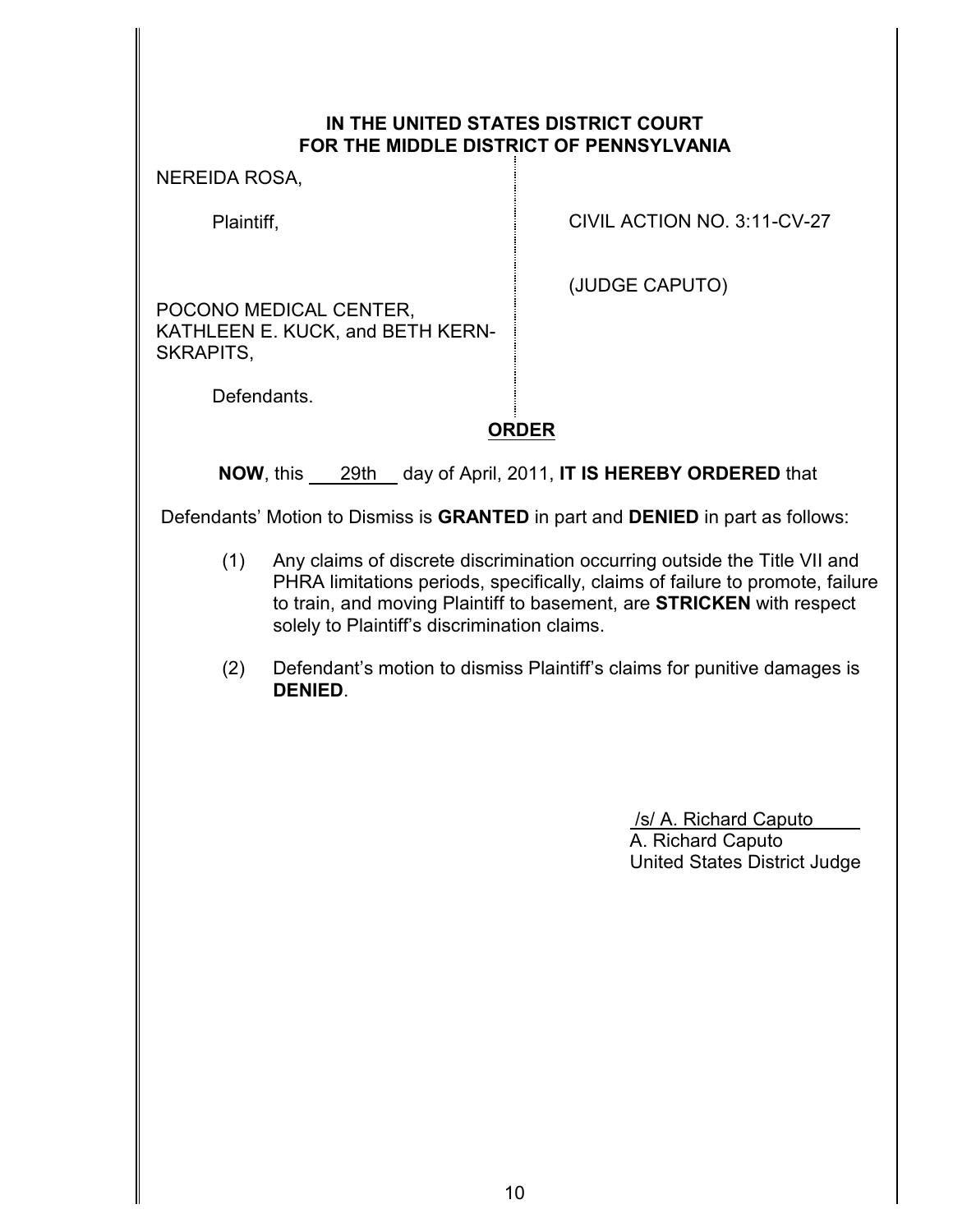**IN THE UNITED STATES DISTRICT COURT**
**FOR THE MIDDLE DISTRICT OF PENNSYLVANIA**

| | |
|---|---|
| NEREIDA ROSA,<br><br>Plaintiff,<br><br>POCONO MEDICAL CENTER, KATHLEEN E. KUCK, and BETH KERN-SKRAPITS,<br><br>Defendants. | CIVIL ACTION NO. 3:11-CV-27<br><br>(JUDGE CAPUTO) |

## ORDER

**NOW**, this 29th day of April, 2011, **IT IS HEREBY ORDERED** that Defendants' Motion to Dismiss is **GRANTED** in part and **DENIED** in part as follows:

(1) Any claims of discrete discrimination occurring outside the Title VII and PHRA limitations periods, specifically, claims of failure to promote, failure to train, and moving Plaintiff to basement, are **STRICKEN** with respect solely to Plaintiff's discrimination claims.

(2) Defendant's motion to dismiss Plaintiff's claims for punitive damages is **DENIED**.

/s/ A. Richard Caputo
A. Richard Caputo
United States District Judge